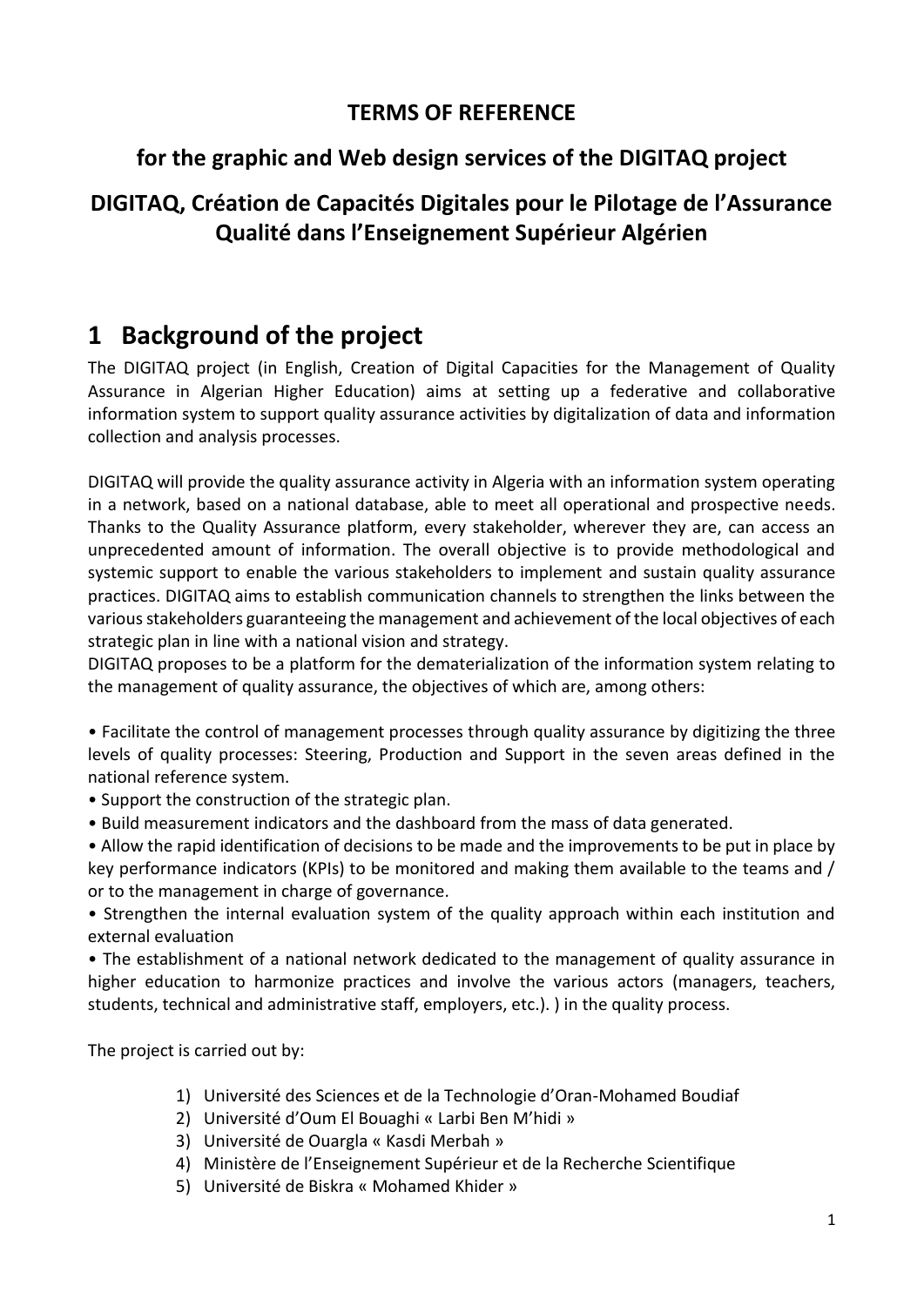**TERMS OF REFERENCE**

**for the graphic and Web design services of the DIGITAQ project**

**DIGITAQ, Création de Capacités Digitales pour le Pilotage de l'Assurance Qualité dans l'Enseignement Supérieur Algérien**

# 1 Background of the project

The DIGITAQ project (in English, Creation of Digital Capacities for the Management of Quality Assurance in Algerian Higher Education) aims at setting up a federative and collaborative information system to support quality assurance activities by digitalization of data and information collection and analysis processes.

DIGITAQ will provide the quality assurance activity in Algeria with an information system operating in a network, based on a national database, able to meet all operational and prospective needs. Thanks to the Quality Assurance platform, every stakeholder, wherever they are, can access an unprecedented amount of information. The overall objective is to provide methodological and systemic support to enable the various stakeholders to implement and sustain quality assurance practices. DIGITAQ aims to establish communication channels to strengthen the links between the various stakeholders guaranteeing the management and achievement of the local objectives of each strategic plan in line with a national vision and strategy.
DIGITAQ proposes to be a platform for the dematerialization of the information system relating to the management of quality assurance, the objectives of which are, among others:

• Facilitate the control of management processes through quality assurance by digitizing the three levels of quality processes: Steering, Production and Support in the seven areas defined in the national reference system.
• Support the construction of the strategic plan.
• Build measurement indicators and the dashboard from the mass of data generated.
• Allow the rapid identification of decisions to be made and the improvements to be put in place by key performance indicators (KPIs) to be monitored and making them available to the teams and / or to the management in charge of governance.
• Strengthen the internal evaluation system of the quality approach within each institution and external evaluation
• The establishment of a national network dedicated to the management of quality assurance in higher education to harmonize practices and involve the various actors (managers, teachers, students, technical and administrative staff, employers, etc.). ) in the quality process.

The project is carried out by:

1) Université des Sciences et de la Technologie d'Oran-Mohamed Boudiaf
2) Université d'Oum El Bouaghi « Larbi Ben M'hidi »
3) Université de Ouargla « Kasdi Merbah »
4) Ministère de l'Enseignement Supérieur et de la Recherche Scientifique
5) Université de Biskra « Mohamed Khider »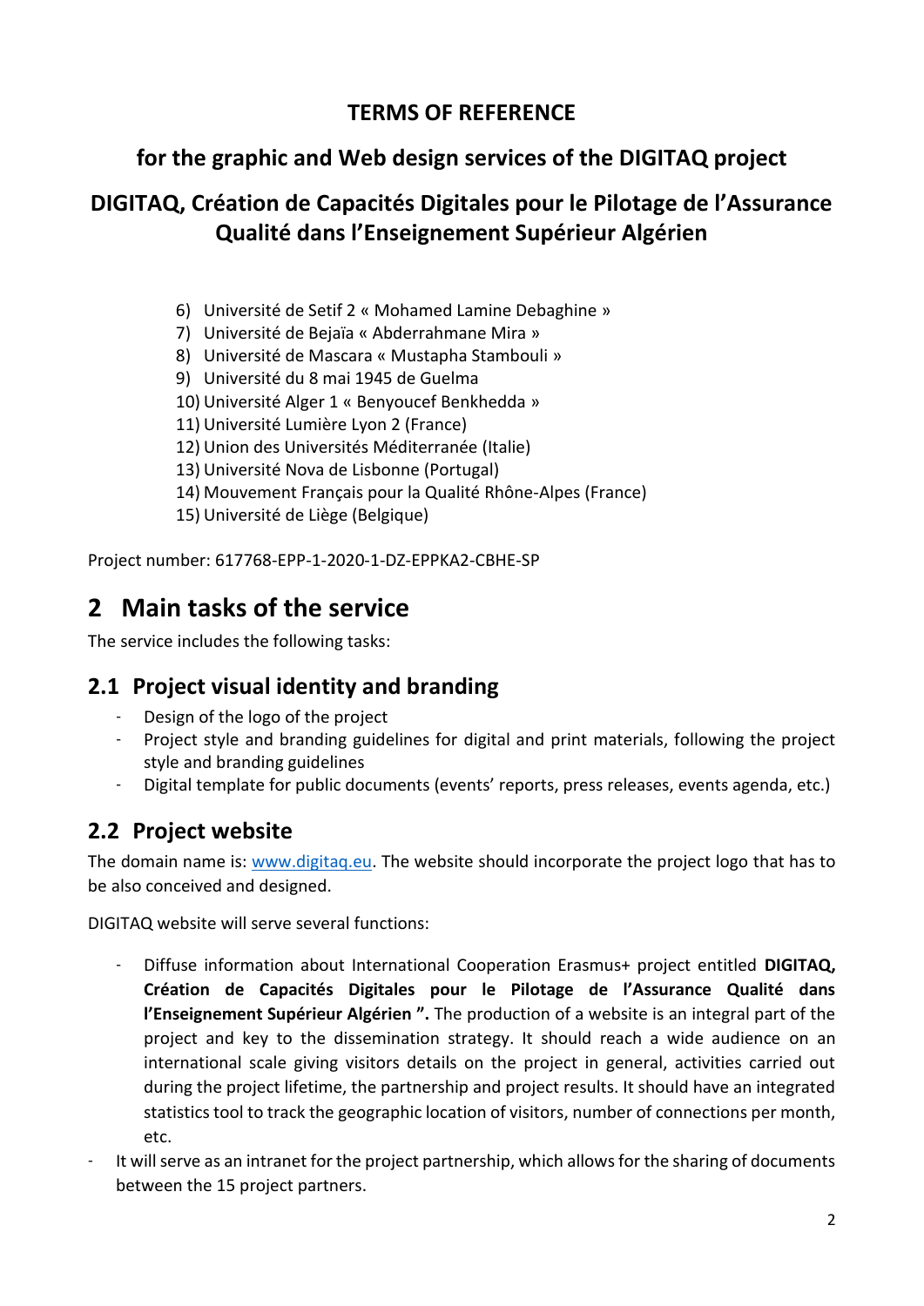**TERMS OF REFERENCE**

**for the graphic and Web design services of the DIGITAQ project**

**DIGITAQ, Création de Capacités Digitales pour le Pilotage de l'Assurance Qualité dans l'Enseignement Supérieur Algérien**

6) Université de Setif 2 « Mohamed Lamine Debaghine »
7) Université de Bejaïa « Abderrahmane Mira »
8) Université de Mascara « Mustapha Stambouli »
9) Université du 8 mai 1945 de Guelma
10) Université Alger 1 « Benyoucef Benkhedda »
11) Université Lumière Lyon 2 (France)
12) Union des Universités Méditerranée (Italie)
13) Université Nova de Lisbonne (Portugal)
14) Mouvement Français pour la Qualité Rhône-Alpes (France)
15) Université de Liège (Belgique)

Project number: 617768-EPP-1-2020-1-DZ-EPPKA2-CBHE-SP

# 2 Main tasks of the service

The service includes the following tasks:

## 2.1 Project visual identity and branding

- Design of the logo of the project
- Project style and branding guidelines for digital and print materials, following the project style and branding guidelines
- Digital template for public documents (events' reports, press releases, events agenda, etc.)

## 2.2 Project website

The domain name is: www.digitaq.eu. The website should incorporate the project logo that has to be also conceived and designed.

DIGITAQ website will serve several functions:

- Diffuse information about International Cooperation Erasmus+ project entitled **DIGITAQ, Création de Capacités Digitales pour le Pilotage de l'Assurance Qualité dans l'Enseignement Supérieur Algérien ".** The production of a website is an integral part of the project and key to the dissemination strategy. It should reach a wide audience on an international scale giving visitors details on the project in general, activities carried out during the project lifetime, the partnership and project results. It should have an integrated statistics tool to track the geographic location of visitors, number of connections per month, etc.
- It will serve as an intranet for the project partnership, which allows for the sharing of documents between the 15 project partners.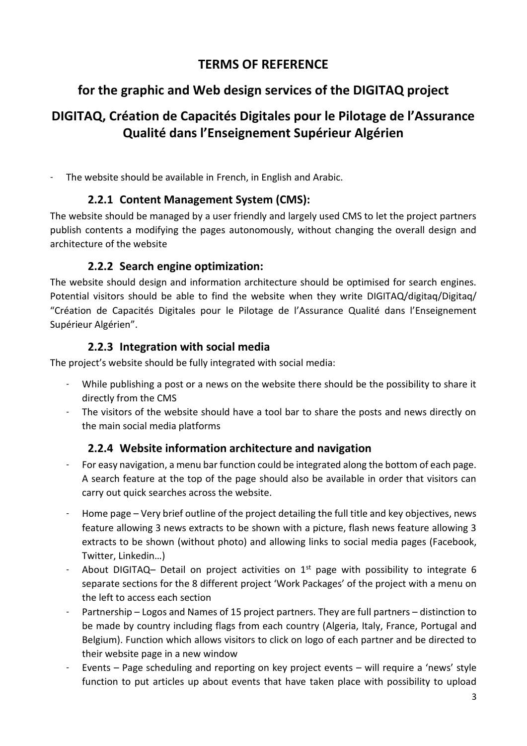# TERMS OF REFERENCE

## for the graphic and Web design services of the DIGITAQ project

## DIGITAQ, Création de Capacités Digitales pour le Pilotage de l'Assurance Qualité dans l'Enseignement Supérieur Algérien

- The website should be available in French, in English and Arabic.

### 2.2.1 Content Management System (CMS):

The website should be managed by a user friendly and largely used CMS to let the project partners publish contents a modifying the pages autonomously, without changing the overall design and architecture of the website

### 2.2.2 Search engine optimization:

The website should design and information architecture should be optimised for search engines. Potential visitors should be able to find the website when they write DIGITAQ/digitaq/Digitaq/ "Création de Capacités Digitales pour le Pilotage de l'Assurance Qualité dans l'Enseignement Supérieur Algérien".

### 2.2.3 Integration with social media

The project's website should be fully integrated with social media:

- While publishing a post or a news on the website there should be the possibility to share it directly from the CMS
- The visitors of the website should have a tool bar to share the posts and news directly on the main social media platforms

### 2.2.4 Website information architecture and navigation

- For easy navigation, a menu bar function could be integrated along the bottom of each page. A search feature at the top of the page should also be available in order that visitors can carry out quick searches across the website.
- Home page – Very brief outline of the project detailing the full title and key objectives, news feature allowing 3 news extracts to be shown with a picture, flash news feature allowing 3 extracts to be shown (without photo) and allowing links to social media pages (Facebook, Twitter, Linkedin…)
- About DIGITAQ– Detail on project activities on 1st page with possibility to integrate 6 separate sections for the 8 different project 'Work Packages' of the project with a menu on the left to access each section
- Partnership – Logos and Names of 15 project partners. They are full partners – distinction to be made by country including flags from each country (Algeria, Italy, France, Portugal and Belgium). Function which allows visitors to click on logo of each partner and be directed to their website page in a new window
- Events – Page scheduling and reporting on key project events – will require a 'news' style function to put articles up about events that have taken place with possibility to upload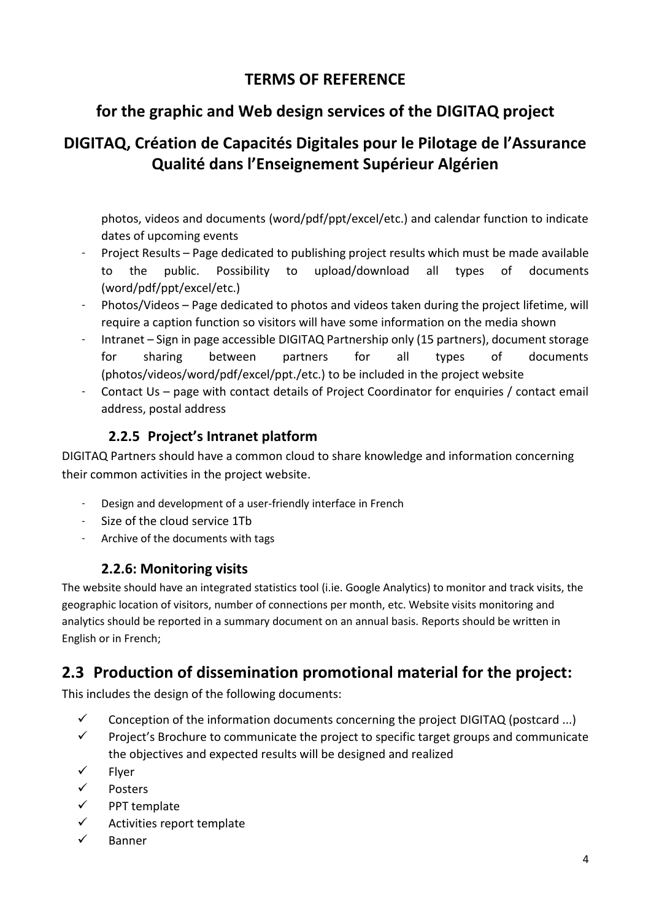photos, videos and documents (word/pdf/ppt/excel/etc.) and calendar function to indicate dates of upcoming events

- Project Results – Page dedicated to publishing project results which must be made available to the public. Possibility to upload/download all types of documents (word/pdf/ppt/excel/etc.)
- Photos/Videos – Page dedicated to photos and videos taken during the project lifetime, will require a caption function so visitors will have some information on the media shown
- Intranet – Sign in page accessible DIGITAQ Partnership only (15 partners), document storage for sharing between partners for all types of documents (photos/videos/word/pdf/excel/ppt./etc.) to be included in the project website
- Contact Us – page with contact details of Project Coordinator for enquiries / contact email address, postal address

### 2.2.5 Project's Intranet platform

DIGITAQ Partners should have a common cloud to share knowledge and information concerning their common activities in the project website.

- Design and development of a user-friendly interface in French
- Size of the cloud service 1Tb
- Archive of the documents with tags

### 2.2.6: Monitoring visits

The website should have an integrated statistics tool (i.ie. Google Analytics) to monitor and track visits, the geographic location of visitors, number of connections per month, etc. Website visits monitoring and analytics should be reported in a summary document on an annual basis. Reports should be written in English or in French;

## 2.3 Production of dissemination promotional material for the project:

This includes the design of the following documents:

- ✓ Conception of the information documents concerning the project DIGITAQ (postcard ...)
- ✓ Project's Brochure to communicate the project to specific target groups and communicate the objectives and expected results will be designed and realized
- ✓ Flyer
- ✓ Posters
- ✓ PPT template
- ✓ Activities report template
- ✓ Banner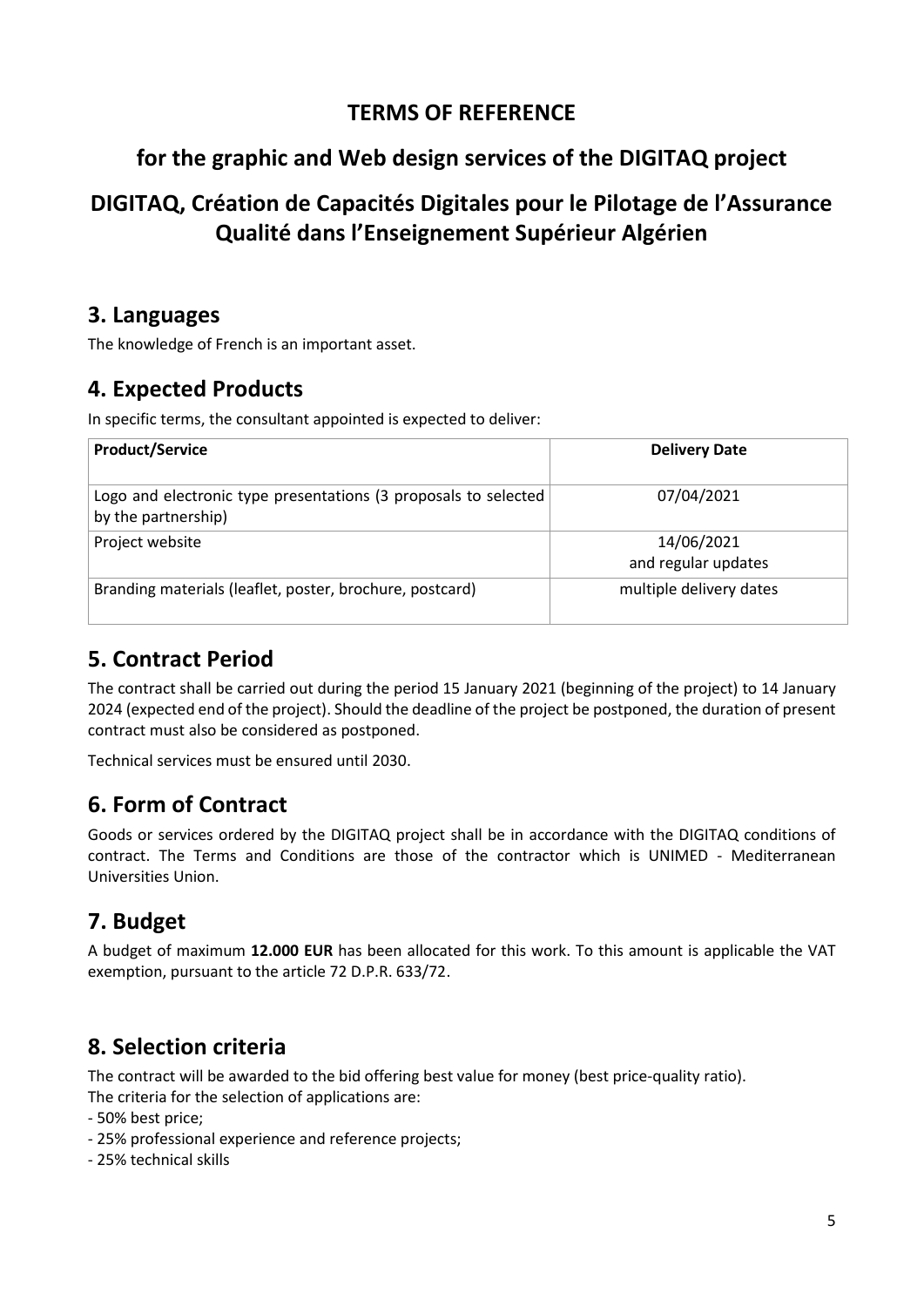# TERMS OF REFERENCE

## for the graphic and Web design services of the DIGITAQ project

## DIGITAQ, Création de Capacités Digitales pour le Pilotage de l'Assurance Qualité dans l'Enseignement Supérieur Algérien

## 3. Languages

The knowledge of French is an important asset.

## 4. Expected Products

In specific terms, the consultant appointed is expected to deliver:

| **Product/Service** | **Delivery Date** |
| --- | --- |
| Logo and electronic type presentations (3 proposals to selected by the partnership) | 07/04/2021 |
| Project website | 14/06/2021<br>and regular updates |
| Branding materials (leaflet, poster, brochure, postcard) | multiple delivery dates |

## 5. Contract Period

The contract shall be carried out during the period 15 January 2021 (beginning of the project) to 14 January 2024 (expected end of the project). Should the deadline of the project be postponed, the duration of present contract must also be considered as postponed.

Technical services must be ensured until 2030.

## 6. Form of Contract

Goods or services ordered by the DIGITAQ project shall be in accordance with the DIGITAQ conditions of contract. The Terms and Conditions are those of the contractor which is UNIMED - Mediterranean Universities Union.

## 7. Budget

A budget of maximum **12.000 EUR** has been allocated for this work. To this amount is applicable the VAT exemption, pursuant to the article 72 D.P.R. 633/72.

## 8. Selection criteria

The contract will be awarded to the bid offering best value for money (best price-quality ratio).
The criteria for the selection of applications are:

- 50% best price;
- 25% professional experience and reference projects;
- 25% technical skills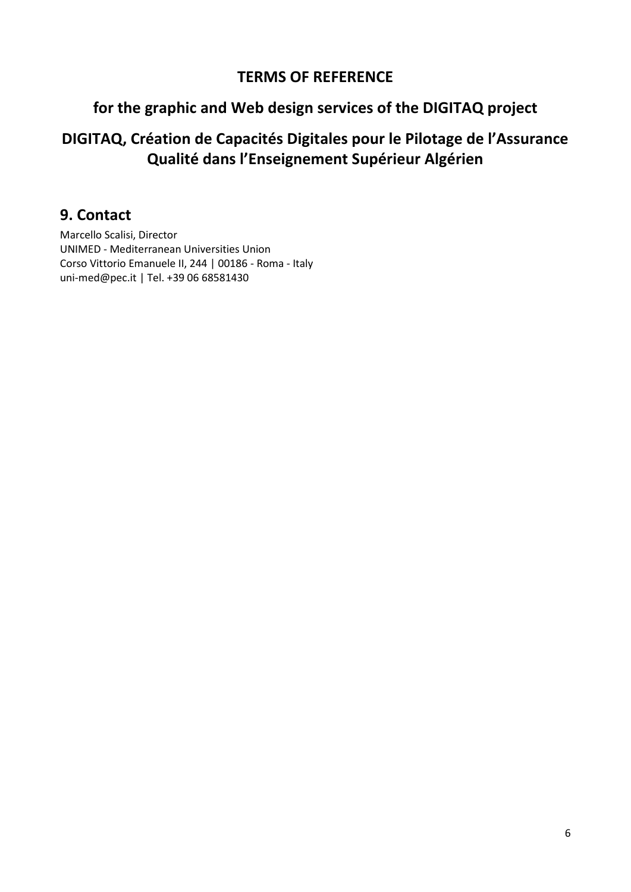**TERMS OF REFERENCE**

**for the graphic and Web design services of the DIGITAQ project**

**DIGITAQ, Création de Capacités Digitales pour le Pilotage de l'Assurance Qualité dans l'Enseignement Supérieur Algérien**

## 9. Contact

Marcello Scalisi, Director
UNIMED - Mediterranean Universities Union
Corso Vittorio Emanuele II, 244 | 00186 - Roma - Italy
uni-med@pec.it | Tel. +39 06 68581430